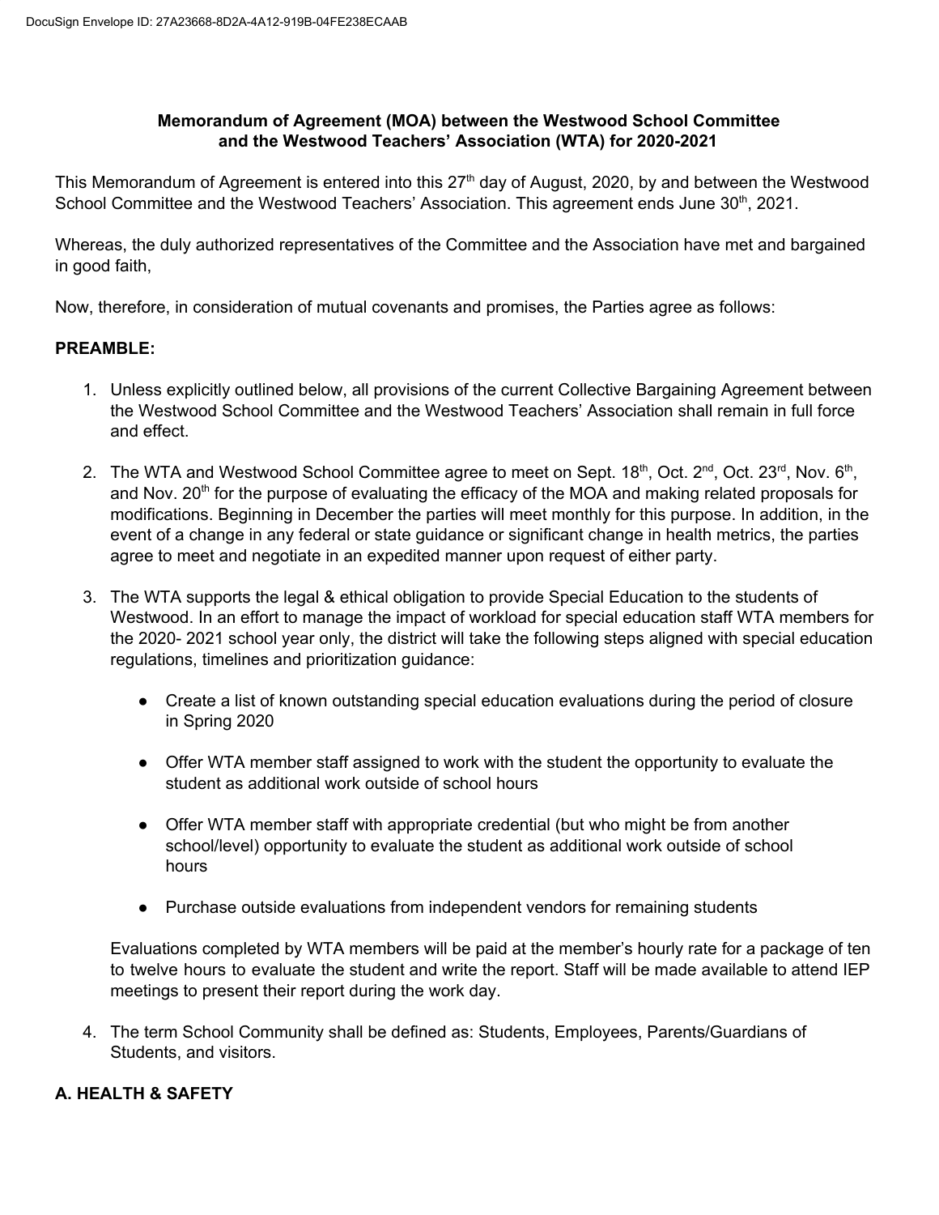**Memorandum of Agreement (MOA) between the Westwood School Committee and the Westwood Teachers' Association (WTA) for 2020-2021**

This Memorandum of Agreement is entered into this 27th day of August, 2020, by and between the Westwood School Committee and the Westwood Teachers' Association. This agreement ends June 30th, 2021.

Whereas, the duly authorized representatives of the Committee and the Association have met and bargained in good faith,

Now, therefore, in consideration of mutual covenants and promises, the Parties agree as follows:

## PREAMBLE:

1. Unless explicitly outlined below, all provisions of the current Collective Bargaining Agreement between the Westwood School Committee and the Westwood Teachers' Association shall remain in full force and effect.

2. The WTA and Westwood School Committee agree to meet on Sept. 18th, Oct. 2nd, Oct. 23rd, Nov. 6th, and Nov. 20th for the purpose of evaluating the efficacy of the MOA and making related proposals for modifications. Beginning in December the parties will meet monthly for this purpose. In addition, in the event of a change in any federal or state guidance or significant change in health metrics, the parties agree to meet and negotiate in an expedited manner upon request of either party.

3. The WTA supports the legal & ethical obligation to provide Special Education to the students of Westwood. In an effort to manage the impact of workload for special education staff WTA members for the 2020- 2021 school year only, the district will take the following steps aligned with special education regulations, timelines and prioritization guidance:

   - Create a list of known outstanding special education evaluations during the period of closure in Spring 2020

   - Offer WTA member staff assigned to work with the student the opportunity to evaluate the student as additional work outside of school hours

   - Offer WTA member staff with appropriate credential (but who might be from another school/level) opportunity to evaluate the student as additional work outside of school hours

   - Purchase outside evaluations from independent vendors for remaining students

   Evaluations completed by WTA members will be paid at the member's hourly rate for a package of ten to twelve hours to evaluate the student and write the report. Staff will be made available to attend IEP meetings to present their report during the work day.

4. The term School Community shall be defined as: Students, Employees, Parents/Guardians of Students, and visitors.

## A. HEALTH & SAFETY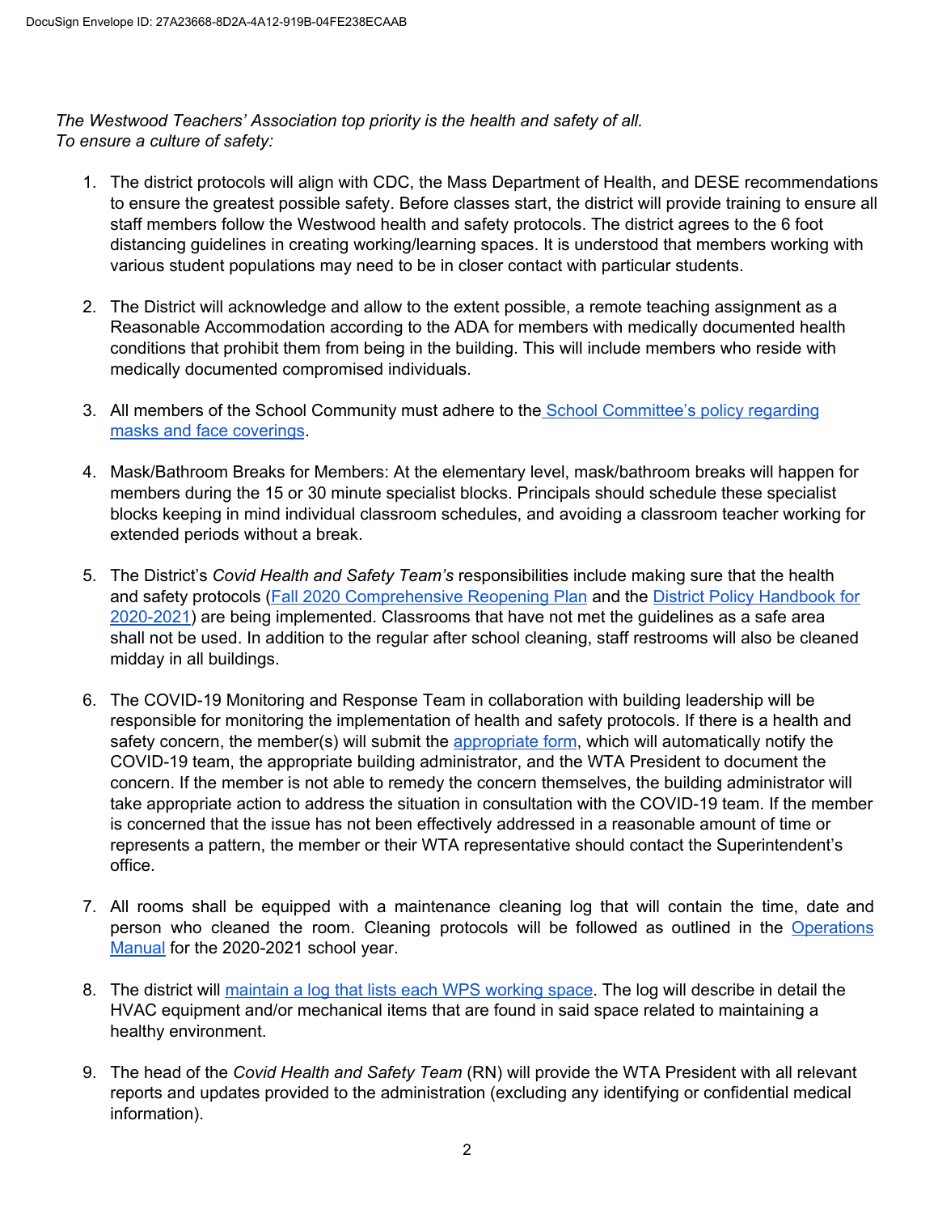*The Westwood Teachers' Association top priority is the health and safety of all.*
*To ensure a culture of safety:*

1. The district protocols will align with CDC, the Mass Department of Health, and DESE recommendations to ensure the greatest possible safety. Before classes start, the district will provide training to ensure all staff members follow the Westwood health and safety protocols. The district agrees to the 6 foot distancing guidelines in creating working/learning spaces. It is understood that members working with various student populations may need to be in closer contact with particular students.

2. The District will acknowledge and allow to the extent possible, a remote teaching assignment as a Reasonable Accommodation according to the ADA for members with medically documented health conditions that prohibit them from being in the building. This will include members who reside with medically documented compromised individuals.

3. All members of the School Community must adhere to the School Committee's policy regarding masks and face coverings.

4. Mask/Bathroom Breaks for Members: At the elementary level, mask/bathroom breaks will happen for members during the 15 or 30 minute specialist blocks. Principals should schedule these specialist blocks keeping in mind individual classroom schedules, and avoiding a classroom teacher working for extended periods without a break.

5. The District's *Covid Health and Safety Team's* responsibilities include making sure that the health and safety protocols (Fall 2020 Comprehensive Reopening Plan and the District Policy Handbook for 2020-2021) are being implemented. Classrooms that have not met the guidelines as a safe area shall not be used. In addition to the regular after school cleaning, staff restrooms will also be cleaned midday in all buildings.

6. The COVID-19 Monitoring and Response Team in collaboration with building leadership will be responsible for monitoring the implementation of health and safety protocols. If there is a health and safety concern, the member(s) will submit the appropriate form, which will automatically notify the COVID-19 team, the appropriate building administrator, and the WTA President to document the concern. If the member is not able to remedy the concern themselves, the building administrator will take appropriate action to address the situation in consultation with the COVID-19 team. If the member is concerned that the issue has not been effectively addressed in a reasonable amount of time or represents a pattern, the member or their WTA representative should contact the Superintendent's office.

7. All rooms shall be equipped with a maintenance cleaning log that will contain the time, date and person who cleaned the room. Cleaning protocols will be followed as outlined in the Operations Manual for the 2020-2021 school year.

8. The district will maintain a log that lists each WPS working space. The log will describe in detail the HVAC equipment and/or mechanical items that are found in said space related to maintaining a healthy environment.

9. The head of the *Covid Health and Safety Team* (RN) will provide the WTA President with all relevant reports and updates provided to the administration (excluding any identifying or confidential medical information).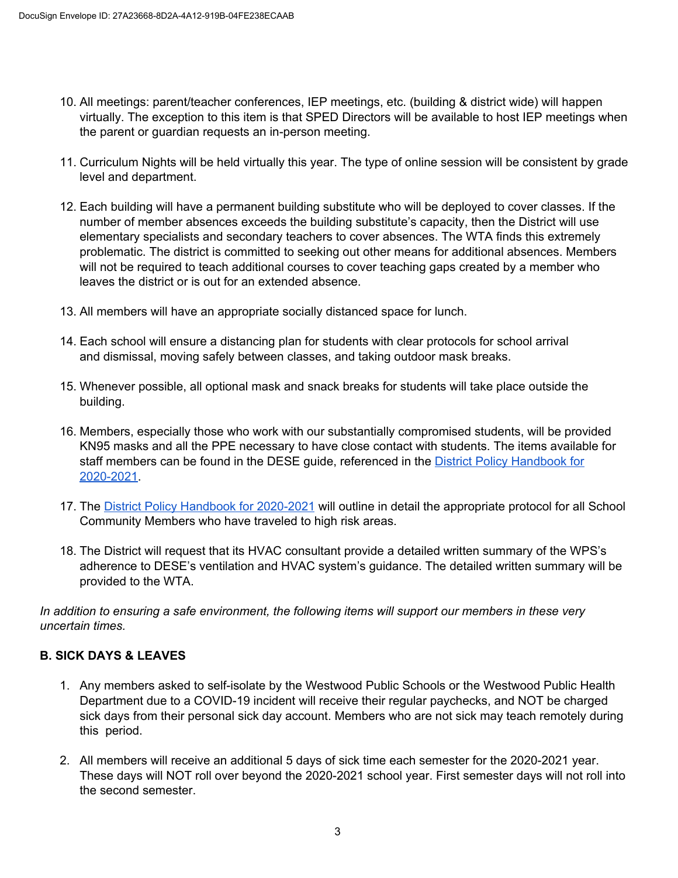10. All meetings: parent/teacher conferences, IEP meetings, etc. (building & district wide) will happen virtually. The exception to this item is that SPED Directors will be available to host IEP meetings when the parent or guardian requests an in-person meeting.

11. Curriculum Nights will be held virtually this year. The type of online session will be consistent by grade level and department.

12. Each building will have a permanent building substitute who will be deployed to cover classes. If the number of member absences exceeds the building substitute's capacity, then the District will use elementary specialists and secondary teachers to cover absences. The WTA finds this extremely problematic. The district is committed to seeking out other means for additional absences. Members will not be required to teach additional courses to cover teaching gaps created by a member who leaves the district or is out for an extended absence.

13. All members will have an appropriate socially distanced space for lunch.

14. Each school will ensure a distancing plan for students with clear protocols for school arrival and dismissal, moving safely between classes, and taking outdoor mask breaks.

15. Whenever possible, all optional mask and snack breaks for students will take place outside the building.

16. Members, especially those who work with our substantially compromised students, will be provided KN95 masks and all the PPE necessary to have close contact with students. The items available for staff members can be found in the DESE guide, referenced in the [District Policy Handbook for 2020-2021](#).

17. The [District Policy Handbook for 2020-2021](#) will outline in detail the appropriate protocol for all School Community Members who have traveled to high risk areas.

18. The District will request that its HVAC consultant provide a detailed written summary of the WPS's adherence to DESE's ventilation and HVAC system's guidance. The detailed written summary will be provided to the WTA.

*In addition to ensuring a safe environment, the following items will support our members in these very uncertain times.*

## B. SICK DAYS & LEAVES

1. Any members asked to self-isolate by the Westwood Public Schools or the Westwood Public Health Department due to a COVID-19 incident will receive their regular paychecks, and NOT be charged sick days from their personal sick day account. Members who are not sick may teach remotely during this period.

2. All members will receive an additional 5 days of sick time each semester for the 2020-2021 year. These days will NOT roll over beyond the 2020-2021 school year. First semester days will not roll into the second semester.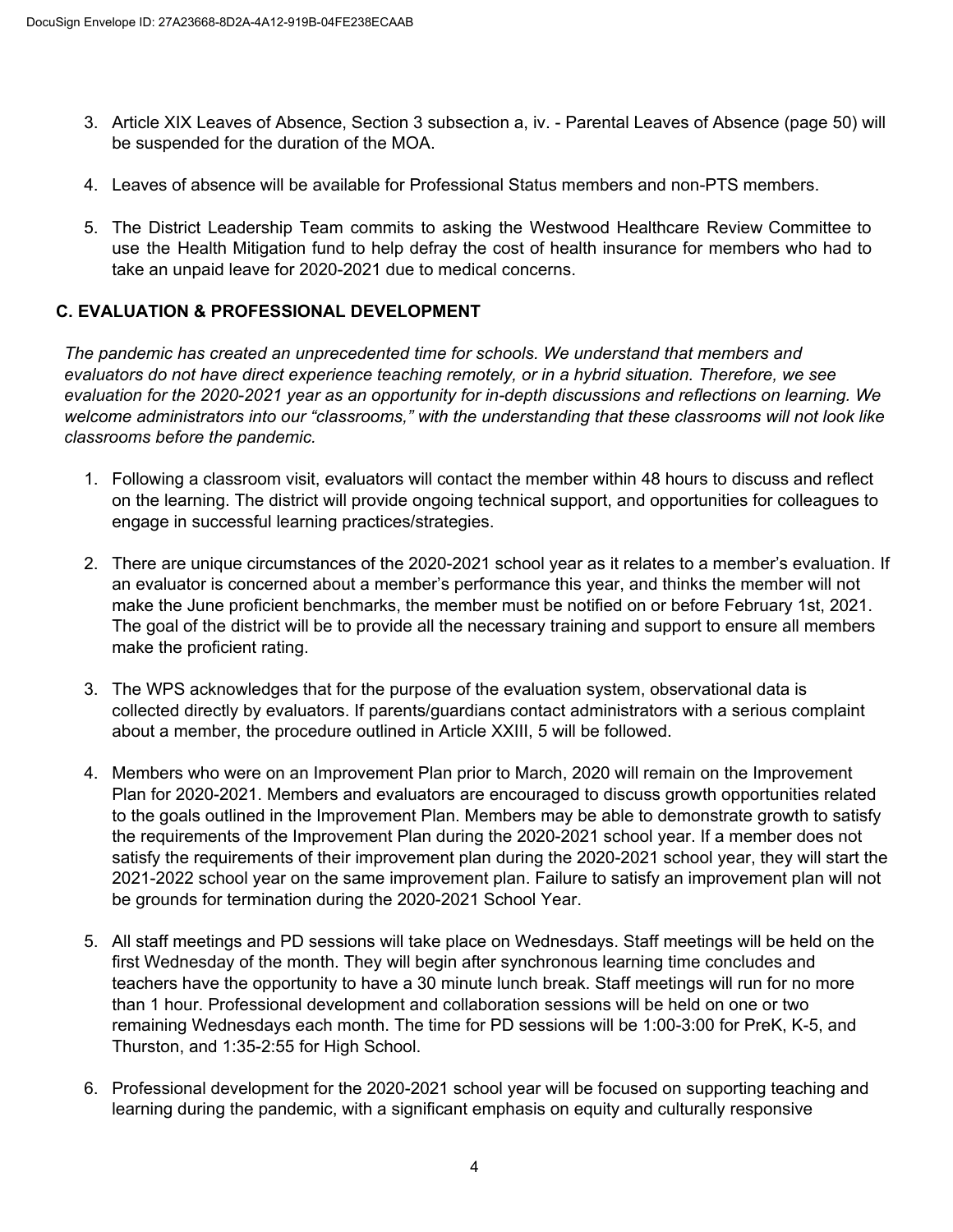3. Article XIX Leaves of Absence, Section 3 subsection a, iv. - Parental Leaves of Absence (page 50) will be suspended for the duration of the MOA.

4. Leaves of absence will be available for Professional Status members and non-PTS members.

5. The District Leadership Team commits to asking the Westwood Healthcare Review Committee to use the Health Mitigation fund to help defray the cost of health insurance for members who had to take an unpaid leave for 2020-2021 due to medical concerns.

### C. EVALUATION & PROFESSIONAL DEVELOPMENT

*The pandemic has created an unprecedented time for schools. We understand that members and evaluators do not have direct experience teaching remotely, or in a hybrid situation. Therefore, we see evaluation for the 2020-2021 year as an opportunity for in-depth discussions and reflections on learning. We welcome administrators into our "classrooms," with the understanding that these classrooms will not look like classrooms before the pandemic.*

1. Following a classroom visit, evaluators will contact the member within 48 hours to discuss and reflect on the learning. The district will provide ongoing technical support, and opportunities for colleagues to engage in successful learning practices/strategies.

2. There are unique circumstances of the 2020-2021 school year as it relates to a member's evaluation. If an evaluator is concerned about a member's performance this year, and thinks the member will not make the June proficient benchmarks, the member must be notified on or before February 1st, 2021. The goal of the district will be to provide all the necessary training and support to ensure all members make the proficient rating.

3. The WPS acknowledges that for the purpose of the evaluation system, observational data is collected directly by evaluators. If parents/guardians contact administrators with a serious complaint about a member, the procedure outlined in Article XXIII, 5 will be followed.

4. Members who were on an Improvement Plan prior to March, 2020 will remain on the Improvement Plan for 2020-2021. Members and evaluators are encouraged to discuss growth opportunities related to the goals outlined in the Improvement Plan. Members may be able to demonstrate growth to satisfy the requirements of the Improvement Plan during the 2020-2021 school year. If a member does not satisfy the requirements of their improvement plan during the 2020-2021 school year, they will start the 2021-2022 school year on the same improvement plan. Failure to satisfy an improvement plan will not be grounds for termination during the 2020-2021 School Year.

5. All staff meetings and PD sessions will take place on Wednesdays. Staff meetings will be held on the first Wednesday of the month. They will begin after synchronous learning time concludes and teachers have the opportunity to have a 30 minute lunch break. Staff meetings will run for no more than 1 hour. Professional development and collaboration sessions will be held on one or two remaining Wednesdays each month. The time for PD sessions will be 1:00-3:00 for PreK, K-5, and Thurston, and 1:35-2:55 for High School.

6. Professional development for the 2020-2021 school year will be focused on supporting teaching and learning during the pandemic, with a significant emphasis on equity and culturally responsive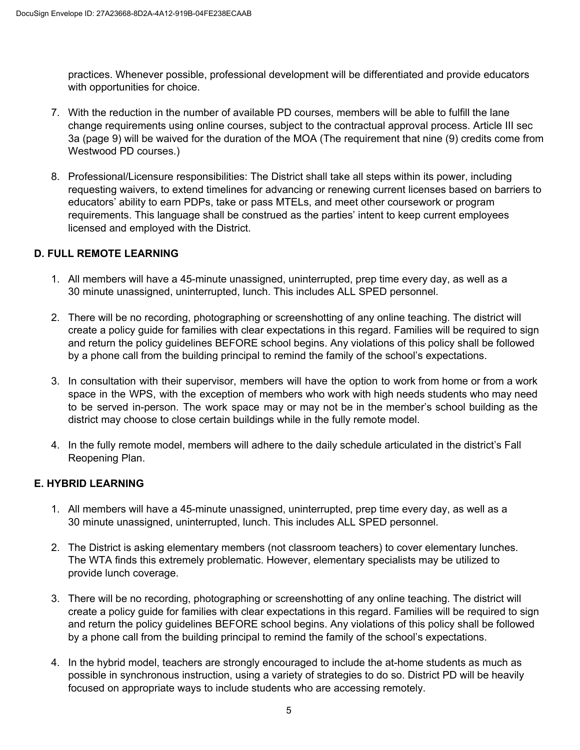practices. Whenever possible, professional development will be differentiated and provide educators with opportunities for choice.

7. With the reduction in the number of available PD courses, members will be able to fulfill the lane change requirements using online courses, subject to the contractual approval process. Article III sec 3a (page 9) will be waived for the duration of the MOA (The requirement that nine (9) credits come from Westwood PD courses.)

8. Professional/Licensure responsibilities: The District shall take all steps within its power, including requesting waivers, to extend timelines for advancing or renewing current licenses based on barriers to educators' ability to earn PDPs, take or pass MTELs, and meet other coursework or program requirements. This language shall be construed as the parties' intent to keep current employees licensed and employed with the District.

### D. FULL REMOTE LEARNING

1. All members will have a 45-minute unassigned, uninterrupted, prep time every day, as well as a 30 minute unassigned, uninterrupted, lunch. This includes ALL SPED personnel.

2. There will be no recording, photographing or screenshotting of any online teaching. The district will create a policy guide for families with clear expectations in this regard. Families will be required to sign and return the policy guidelines BEFORE school begins. Any violations of this policy shall be followed by a phone call from the building principal to remind the family of the school's expectations.

3. In consultation with their supervisor, members will have the option to work from home or from a work space in the WPS, with the exception of members who work with high needs students who may need to be served in-person. The work space may or may not be in the member's school building as the district may choose to close certain buildings while in the fully remote model.

4. In the fully remote model, members will adhere to the daily schedule articulated in the district's Fall Reopening Plan.

### E. HYBRID LEARNING

1. All members will have a 45-minute unassigned, uninterrupted, prep time every day, as well as a 30 minute unassigned, uninterrupted, lunch. This includes ALL SPED personnel.

2. The District is asking elementary members (not classroom teachers) to cover elementary lunches. The WTA finds this extremely problematic. However, elementary specialists may be utilized to provide lunch coverage.

3. There will be no recording, photographing or screenshotting of any online teaching. The district will create a policy guide for families with clear expectations in this regard. Families will be required to sign and return the policy guidelines BEFORE school begins. Any violations of this policy shall be followed by a phone call from the building principal to remind the family of the school's expectations.

4. In the hybrid model, teachers are strongly encouraged to include the at-home students as much as possible in synchronous instruction, using a variety of strategies to do so. District PD will be heavily focused on appropriate ways to include students who are accessing remotely.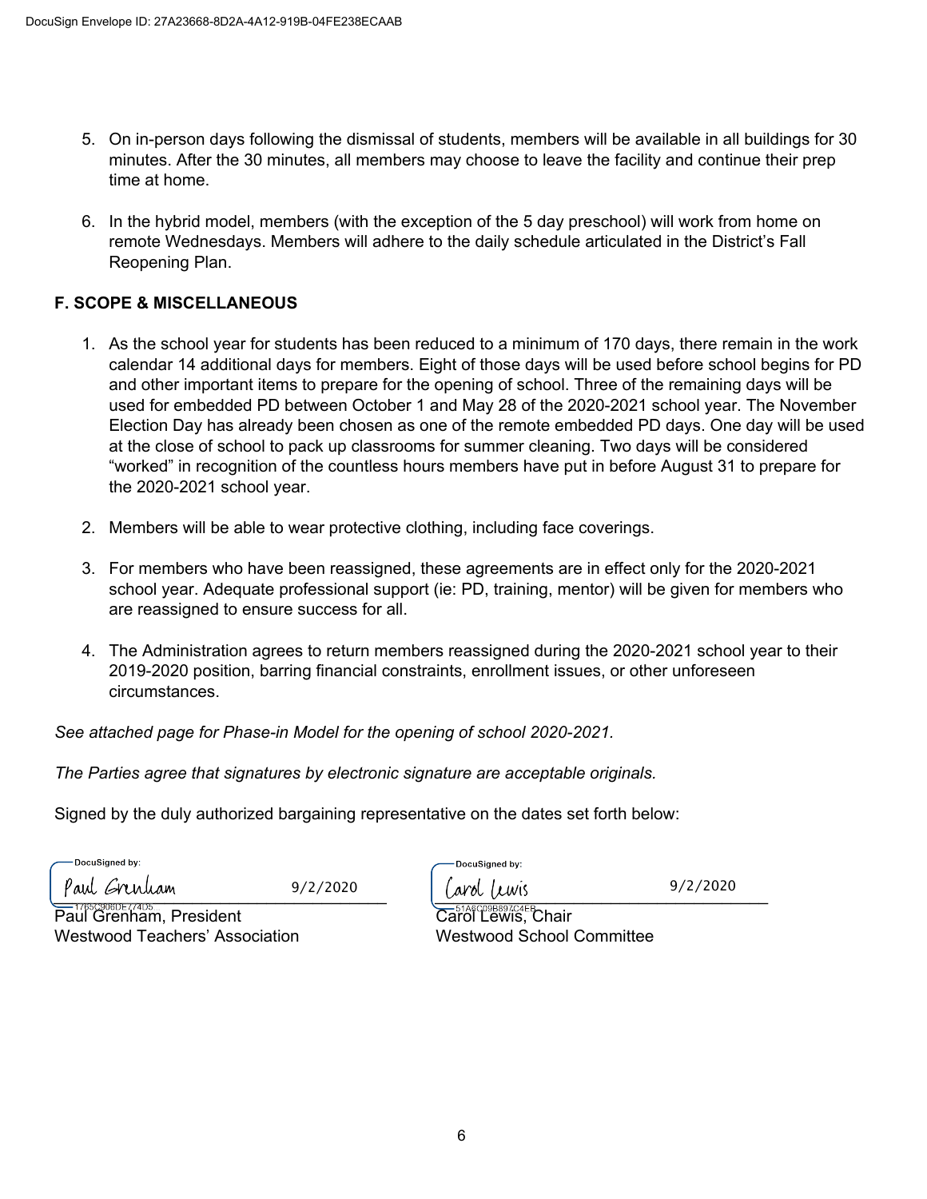5. On in-person days following the dismissal of students, members will be available in all buildings for 30 minutes. After the 30 minutes, all members may choose to leave the facility and continue their prep time at home.

6. In the hybrid model, members (with the exception of the 5 day preschool) will work from home on remote Wednesdays. Members will adhere to the daily schedule articulated in the District's Fall Reopening Plan.

**F. SCOPE & MISCELLANEOUS**

1. As the school year for students has been reduced to a minimum of 170 days, there remain in the work calendar 14 additional days for members. Eight of those days will be used before school begins for PD and other important items to prepare for the opening of school. Three of the remaining days will be used for embedded PD between October 1 and May 28 of the 2020-2021 school year. The November Election Day has already been chosen as one of the remote embedded PD days. One day will be used at the close of school to pack up classrooms for summer cleaning. Two days will be considered "worked" in recognition of the countless hours members have put in before August 31 to prepare for the 2020-2021 school year.

2. Members will be able to wear protective clothing, including face coverings.

3. For members who have been reassigned, these agreements are in effect only for the 2020-2021 school year. Adequate professional support (ie: PD, training, mentor) will be given for members who are reassigned to ensure success for all.

4. The Administration agrees to return members reassigned during the 2020-2021 school year to their 2019-2020 position, barring financial constraints, enrollment issues, or other unforeseen circumstances.

*See attached page for Phase-in Model for the opening of school 2020-2021.*

*The Parties agree that signatures by electronic signature are acceptable originals.*

Signed by the duly authorized bargaining representative on the dates set forth below:

| | |
|---|---|
| DocuSigned by: Paul Grenham — 9/2/2020 | DocuSigned by: Carol Lewis — 9/2/2020 |
| 1765C908DE774D5 | 51A6C09B897C4EB |
| Paul Grenham, President | Carol Lewis, Chair |
| Westwood Teachers' Association | Westwood School Committee |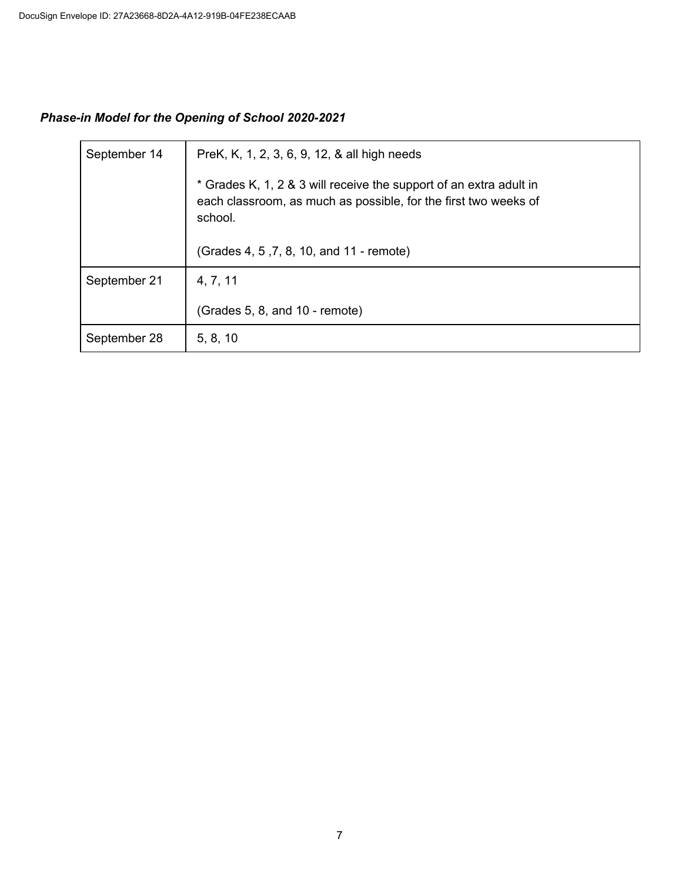***Phase-in Model for the Opening of School 2020-2021***

| | |
|---|---|
| September 14 | PreK, K, 1, 2, 3, 6, 9, 12, & all high needs<br><br>* Grades K, 1, 2 & 3 will receive the support of an extra adult in each classroom, as much as possible, for the first two weeks of school.<br><br>(Grades 4, 5 ,7, 8, 10, and 11 - remote) |
| September 21 | 4, 7, 11<br><br>(Grades 5, 8, and 10 - remote) |
| September 28 | 5, 8, 10 |